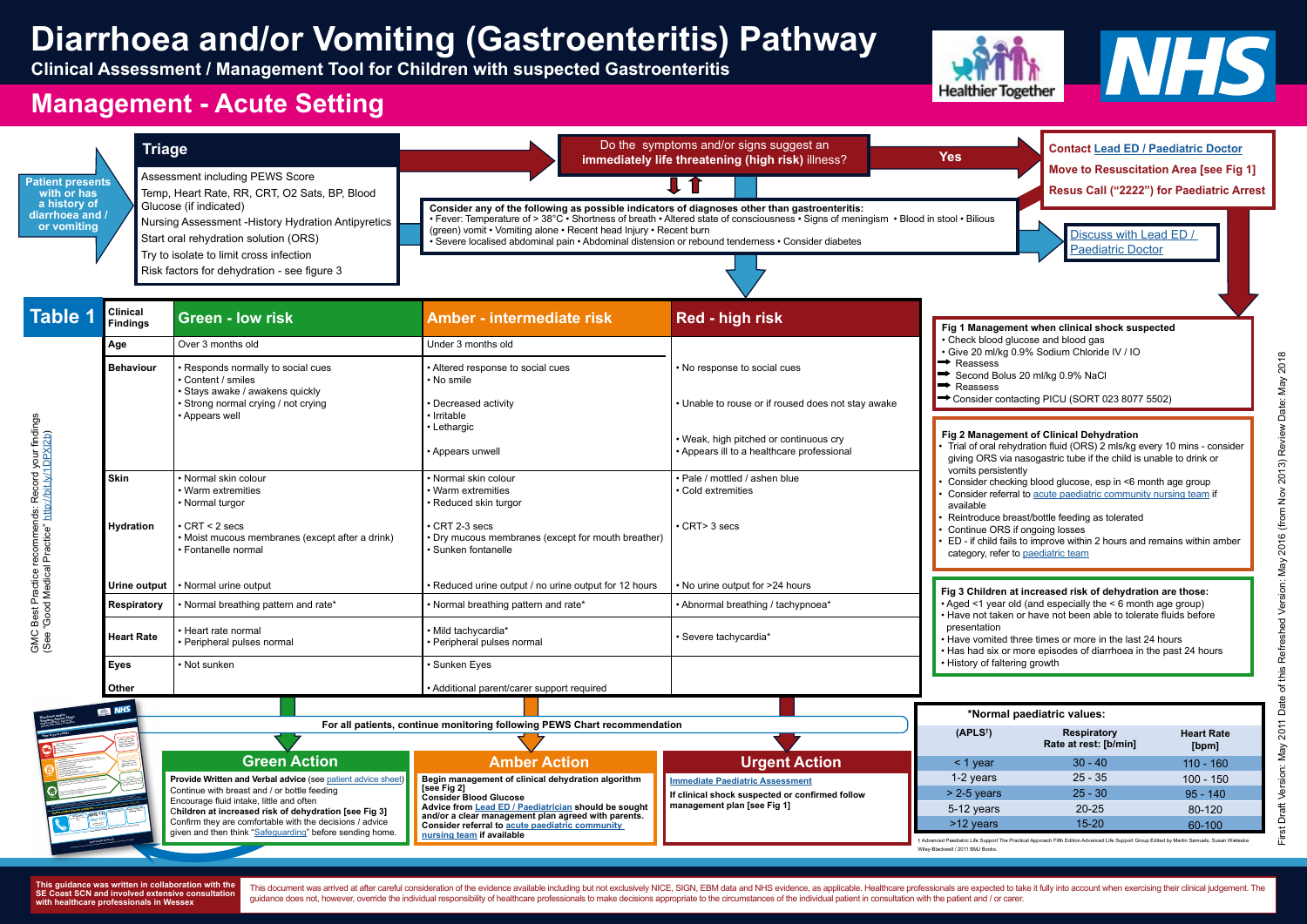# Diarrhoea and/or Vomiting (Gastroenteritis) Pathway

**Clinical Assessment / Management Tool for Children with suspected Gastroenteritis**

## Management - Acute Setting

**Patient presents with or has a history of diarrhoea / or vomiting**

### Triage

Assessment including PEWS Score

Temp, Heart Rate, RR, CRT, O2 Sats, BP, Blood Glucose (if indicated)

Nursing Assessment -History Hydration Antipyrexics

Start oral rehydration solution (ORS)

Try to isolate to limit cross infection

Risk factors for dehydration - see figure 3

**Do the symptoms and/or signs suggest an immediately life threatening (high risk) illness?**

**Yes**

- **Contact Lead ED / Paediatric Doctor**
- **Move to Resuscitation Area [see Fig 1]**
- **Resus Call ("2222") for Paediatric Arrest**

**Consider any of the following as possible indicators of diagnoses other than gastroenteritis:**

• Fever: Temperature of > 38°C • Shortness of breath • Altered state of consciousness • Signs of meningism • Blood in stool • Bilious (green) vomit • Vomiting alone • Recent head Injury • Recent burn
• Severe localised abdominal pain • Abdominal distension or rebound tenderness • Consider diabetes

Discuss with Lead ED / Paediatric Doctor

## Table 1

| Clinical Findings | Green - low risk | Amber - intermediate risk | Red - high risk |
|---|---|---|---|
| Age | Over 3 months old | Under 3 months old | |
| Behaviour | • Responds normally to social cues<br>• Content / smiles<br>• Stays awake / awakens quickly<br>• Strong normal crying / not crying<br>• Appears well | • Altered response to social cues<br>• No smile<br>• Decreased activity<br>• Irritable<br>• Lethargic<br>• Appears unwell | • No response to social cues<br>• Unable to rouse or if roused does not stay awake<br>• Weak, high pitched or continuous cry<br>• Appears ill to a healthcare professional |
| Skin | • Normal skin colour<br>• Warm extremities<br>• Normal turgor | • Normal skin colour<br>• Warm extremities<br>• Reduced skin turgor | • Pale / mottled / ashen blue<br>• Cold extremities |
| Hydration | • CRT < 2 secs<br>• Moist mucous membranes (except after a drink)<br>• Fontanelle normal | • CRT 2-3 secs<br>• Dry mucous membranes (except for mouth breather)<br>• Sunken fontanelle | • CRT> 3 secs |
| Urine output | • Normal urine output | • Reduced urine output / no urine output for 12 hours | • No urine output for >24 hours |
| Respiratory | • Normal breathing pattern and rate* | • Normal breathing pattern and rate* | • Abnormal breathing / tachypnoea* |
| Heart Rate | • Heart rate normal<br>• Peripheral pulses normal | • Mild tachycardia*<br>• Peripheral pulses normal | • Severe tachycardia* |
| Eyes | • Not sunken | • Sunken Eyes | |
| Other | | • Additional parent/carer support required | |

GMC Best Practice recommends: Record your findings (See "Good Medical Practice" http://bit.ly/1DPXl2b)

**For all patients, continue monitoring following PEWS Chart recommendation**

### Green Action

**Provide Written and Verbal advice** (see patient advice sheet)
Continue with breast and / or bottle feeding
Encourage fluid intake, little and often
**Children at increased risk of dehydration [see Fig 3]**
Confirm they are comfortable with the decisions / advice given and then think "Safeguarding" before sending home.

### Amber Action

**Begin management of clinical dehydration algorithm [see Fig 2]**
**Consider Blood Glucose**
**Advice from Lead ED / Paediatrician should be sought and/or a clear management plan agreed with parents.**
**Consider referral to acute paediatric community nursing team if available**

### Urgent Action

**Immediate Paediatric Assessment**

**If clinical shock suspected or confirmed follow management plan [see Fig 1]**

**Fig 1 Management when clinical shock suspected**

- Check blood glucose and blood gas
- Give 20 ml/kg 0.9% Sodium Chloride IV / IO
  - ➡ Reassess
  - ➡ Second Bolus 20 ml/kg 0.9% NaCl
  - ➡ Reassess
  - ➡ Consider contacting PICU (SORT 023 8077 5502)

**Fig 2 Management of Clinical Dehydration**

- Trial of oral rehydration fluid (ORS) 2 mls/kg every 10 mins - consider giving ORS via nasogastric tube if the child is unable to drink or vomits persistently
- Consider checking blood glucose, esp in <6 month age group
- Consider referral to acute paediatric community nursing team if available
- Reintroduce breast/bottle feeding as tolerated
- Continue ORS if ongoing losses
- ED - if child fails to improve within 2 hours and remains within amber category, refer to paediatric team

**Fig 3 Children at increased risk of dehydration are those:**

- Aged <1 year old (and especially the < 6 month age group)
- Have not taken or have not been able to tolerate fluids before presentation
- Have vomited three times or more in the last 24 hours
- Has had six or more episodes of diarrhoea in the past 24 hours
- History of faltering growth

**\*Normal paediatric values:**

| (APLS[†]) | Respiratory Rate at rest: [b/min] | Heart Rate [bpm] |
|---|---|---|
| < 1 year | 30 - 40 | 110 - 160 |
| 1-2 years | 25 - 35 | 100 - 150 |
| > 2-5 years | 25 - 30 | 95 - 140 |
| 5-12 years | 20-25 | 80-120 |
| >12 years | 15-20 | 60-100 |

† Advanced Paediatric Life Support The Practical Approach Fifth Edition Advanced Life Support Group Edited by Martin Samuels; Susan Wieteska Wiley-Blackwell / 2011 BMJ Books.

First Draft Version: May 2011 Date of this Refreshed Version: May 2016 (from Nov 2013) Review Date: May 2018

**This guidance was written in collaboration with the SE Coast SCN and involved extensive consultation with healthcare professionals in Wessex**

This document was arrived at after careful consideration of the evidence available including but not exclusively NICE, SIGN, EBM data and NHS evidence, as applicable. Healthcare professionals are expected to take it fully into account when exercising their clinical judgement. The guidance does not, however, override the individual responsibility of healthcare professionals to make decisions appropriate to the circumstances of the individual patient in consultation with the patient and / or carer.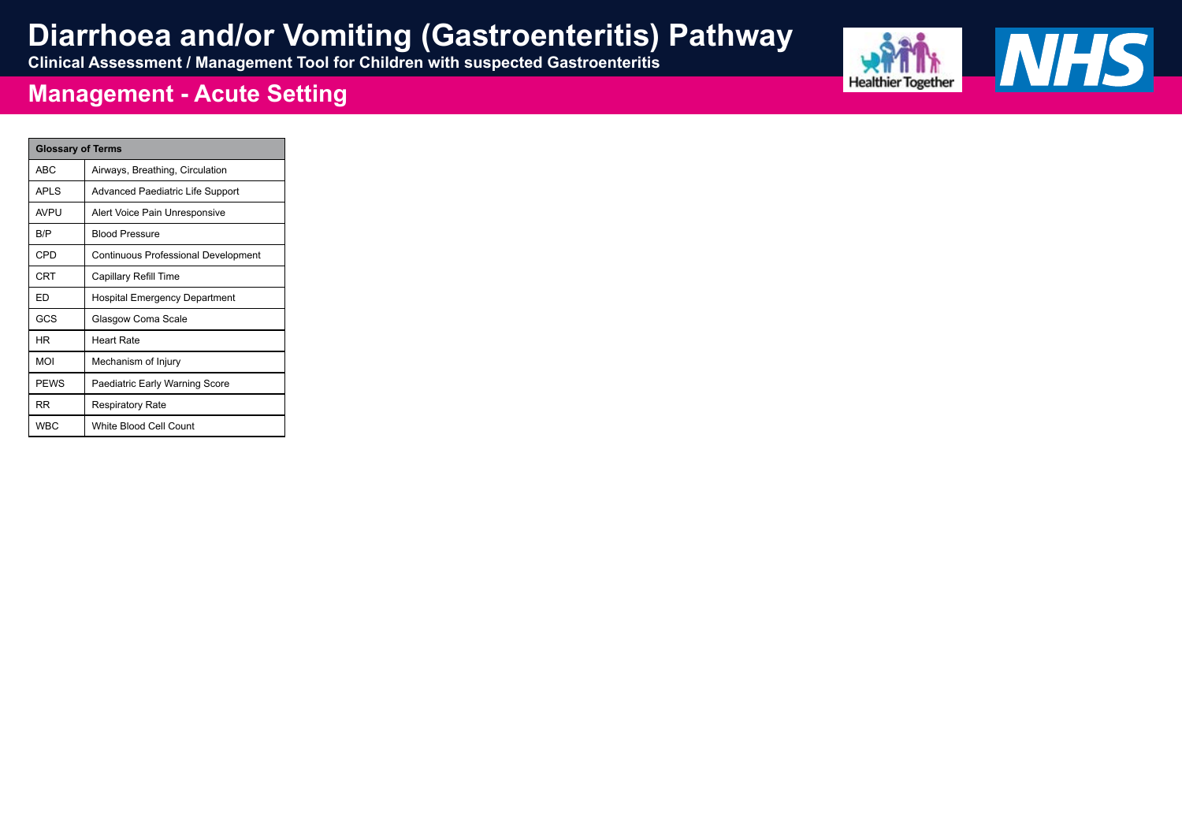# Diarrhoea and/or Vomiting (Gastroenteritis) Pathway

**Clinical Assessment / Management Tool for Children with suspected Gastroenteritis**

## Management - Acute Setting

| Glossary of Terms | |
|---|---|
| ABC | Airways, Breathing, Circulation |
| APLS | Advanced Paediatric Life Support |
| AVPU | Alert Voice Pain Unresponsive |
| B/P | Blood Pressure |
| CPD | Continuous Professional Development |
| CRT | Capillary Refill Time |
| ED | Hospital Emergency Department |
| GCS | Glasgow Coma Scale |
| HR | Heart Rate |
| MOI | Mechanism of Injury |
| PEWS | Paediatric Early Warning Score |
| RR | Respiratory Rate |
| WBC | White Blood Cell Count |